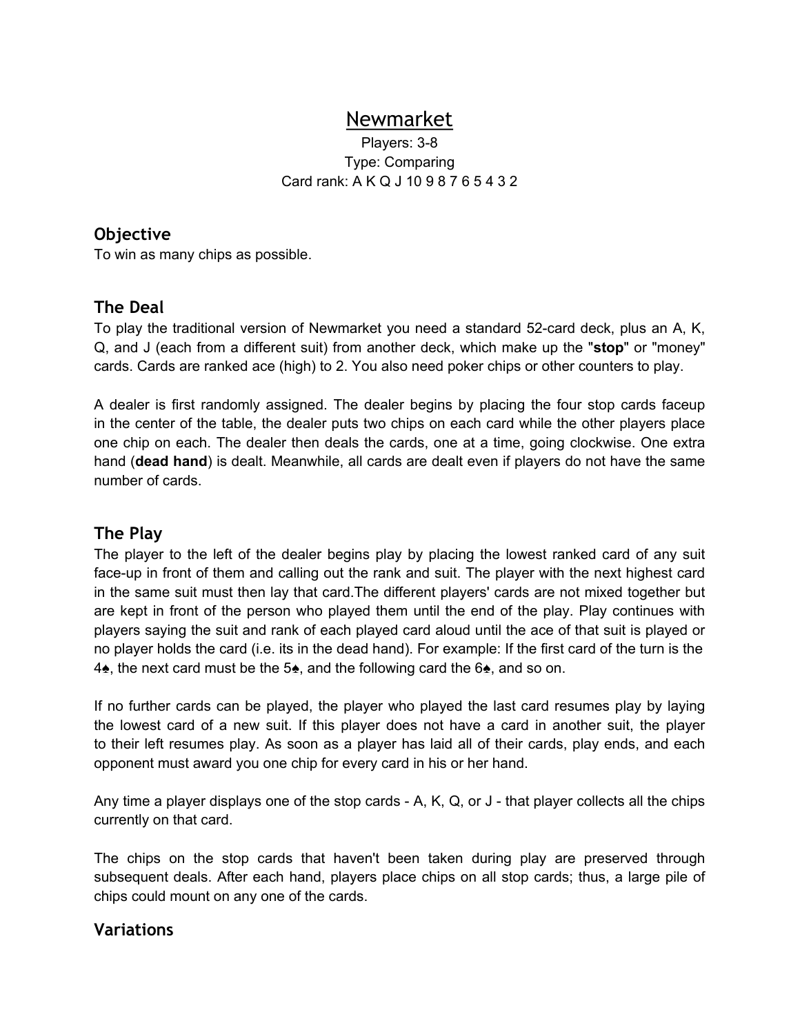# Newmarket

Players: 3-8
Type: Comparing
Card rank: A K Q J 10 9 8 7 6 5 4 3 2

## Objective

To win as many chips as possible.

## The Deal

To play the traditional version of Newmarket you need a standard 52-card deck, plus an A, K, Q, and J (each from a different suit) from another deck, which make up the "**stop**" or "money" cards. Cards are ranked ace (high) to 2. You also need poker chips or other counters to play.

A dealer is first randomly assigned. The dealer begins by placing the four stop cards faceup in the center of the table, the dealer puts two chips on each card while the other players place one chip on each. The dealer then deals the cards, one at a time, going clockwise. One extra hand (**dead hand**) is dealt. Meanwhile, all cards are dealt even if players do not have the same number of cards.

## The Play

The player to the left of the dealer begins play by placing the lowest ranked card of any suit face-up in front of them and calling out the rank and suit. The player with the next highest card in the same suit must then lay that card.The different players' cards are not mixed together but are kept in front of the person who played them until the end of the play. Play continues with players saying the suit and rank of each played card aloud until the ace of that suit is played or no player holds the card (i.e. its in the dead hand). For example: If the first card of the turn is the 4♠, the next card must be the 5♠, and the following card the 6♠, and so on.

If no further cards can be played, the player who played the last card resumes play by laying the lowest card of a new suit. If this player does not have a card in another suit, the player to their left resumes play. As soon as a player has laid all of their cards, play ends, and each opponent must award you one chip for every card in his or her hand.

Any time a player displays one of the stop cards - A, K, Q, or J - that player collects all the chips currently on that card.

The chips on the stop cards that haven't been taken during play are preserved through subsequent deals. After each hand, players place chips on all stop cards; thus, a large pile of chips could mount on any one of the cards.

## Variations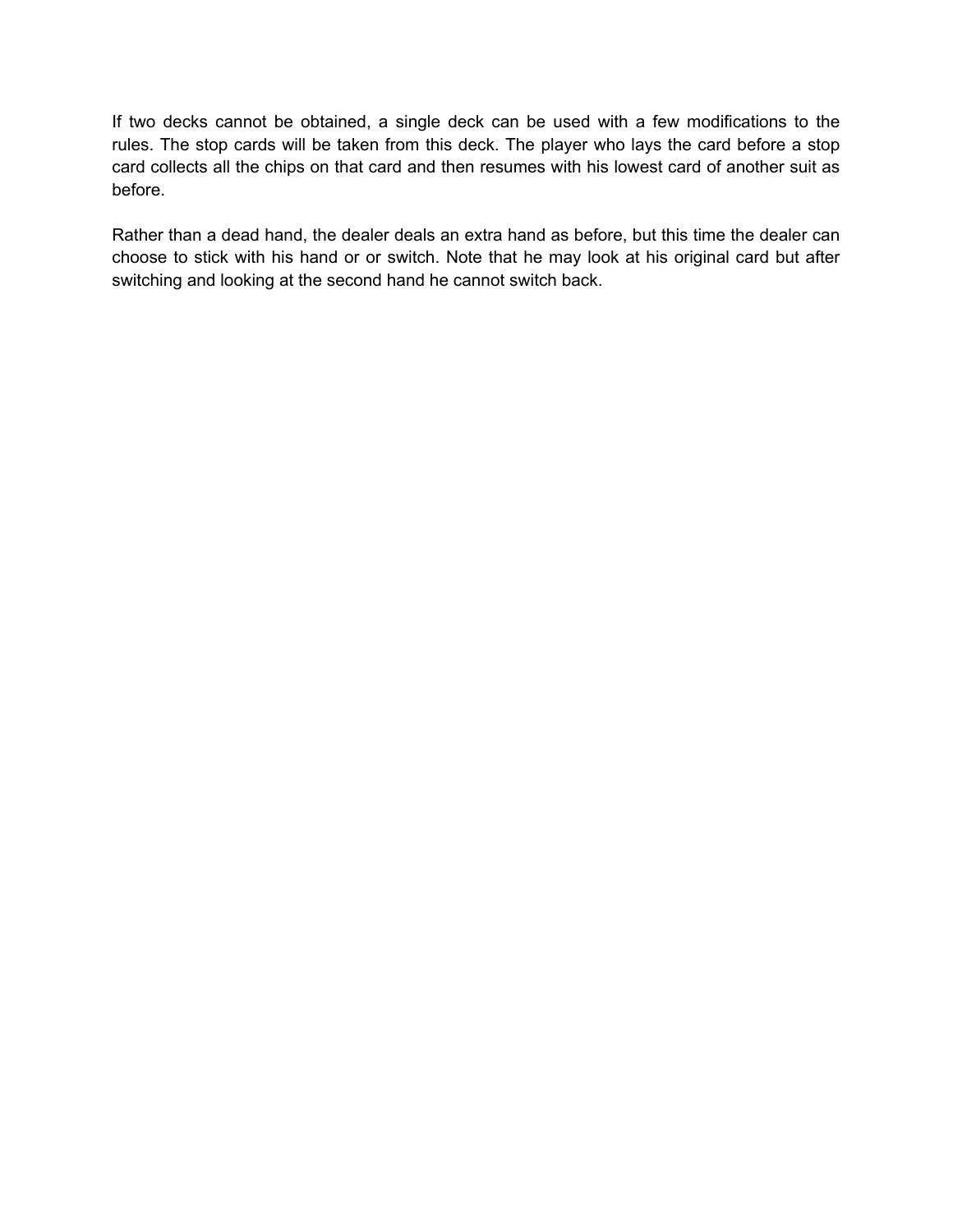If two decks cannot be obtained, a single deck can be used with a few modifications to the rules. The stop cards will be taken from this deck. The player who lays the card before a stop card collects all the chips on that card and then resumes with his lowest card of another suit as before.

Rather than a dead hand, the dealer deals an extra hand as before, but this time the dealer can choose to stick with his hand or or switch. Note that he may look at his original card but after switching and looking at the second hand he cannot switch back.